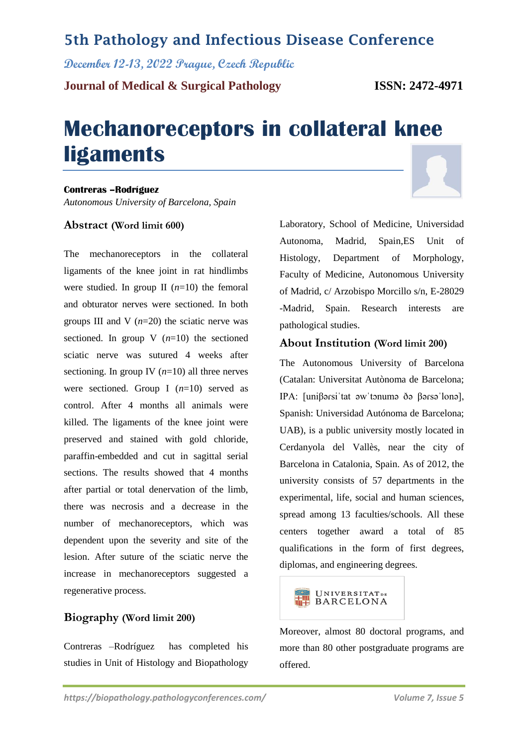# 5th Pathology and Infectious Disease Conference

*December 12-13, 2022 Prague, Czech Republic*

**Journal of Medical & Surgical Pathology** **ISSN: 2472-4971**

# Mechanoreceptors in collateral knee ligaments

**Contreras –Rodríguez**

*Autonomous University of Barcelona, Spain*

## Abstract (Word limit 600)

The mechanoreceptors in the collateral ligaments of the knee joint in rat hindlimbs were studied. In group II (*n*=10) the femoral and obturator nerves were sectioned. In both groups III and V (*n*=20) the sciatic nerve was sectioned. In group V (*n*=10) the sectioned sciatic nerve was sutured 4 weeks after sectioning. In group IV (*n*=10) all three nerves were sectioned. Group I (*n*=10) served as control. After 4 months all animals were killed. The ligaments of the knee joint were preserved and stained with gold chloride, paraffin-embedded and cut in sagittal serial sections. The results showed that 4 months after partial or total denervation of the limb, there was necrosis and a decrease in the number of mechanoreceptors, which was dependent upon the severity and site of the lesion. After suture of the sciatic nerve the increase in mechanoreceptors suggested a regenerative process.

## Biography (Word limit 200)

Contreras –Rodríguez has completed his studies in Unit of Histology and Biopathology Laboratory, School of Medicine, Universidad Autonoma, Madrid, Spain,ES Unit of Histology, Department of Morphology, Faculty of Medicine, Autonomous University of Madrid, c/ Arzobispo Morcillo s/n, E-28029 -Madrid, Spain. Research interests are pathological studies.

## About Institution (Word limit 200)

The Autonomous University of Barcelona (Catalan: Universitat Autònoma de Barcelona; IPA: [uniβərsiˈtat əwˈtɔnumə ðə βərsəˈlonə], Spanish: Universidad Autónoma de Barcelona; UAB), is a public university mostly located in Cerdanyola del Vallès, near the city of Barcelona in Catalonia, Spain. As of 2012, the university consists of 57 departments in the experimental, life, social and human sciences, spread among 13 faculties/schools. All these centers together award a total of 85 qualifications in the form of first degrees, diplomas, and engineering degrees.

UNIVERSITAT DE BARCELONA

Moreover, almost 80 doctoral programs, and more than 80 other postgraduate programs are offered.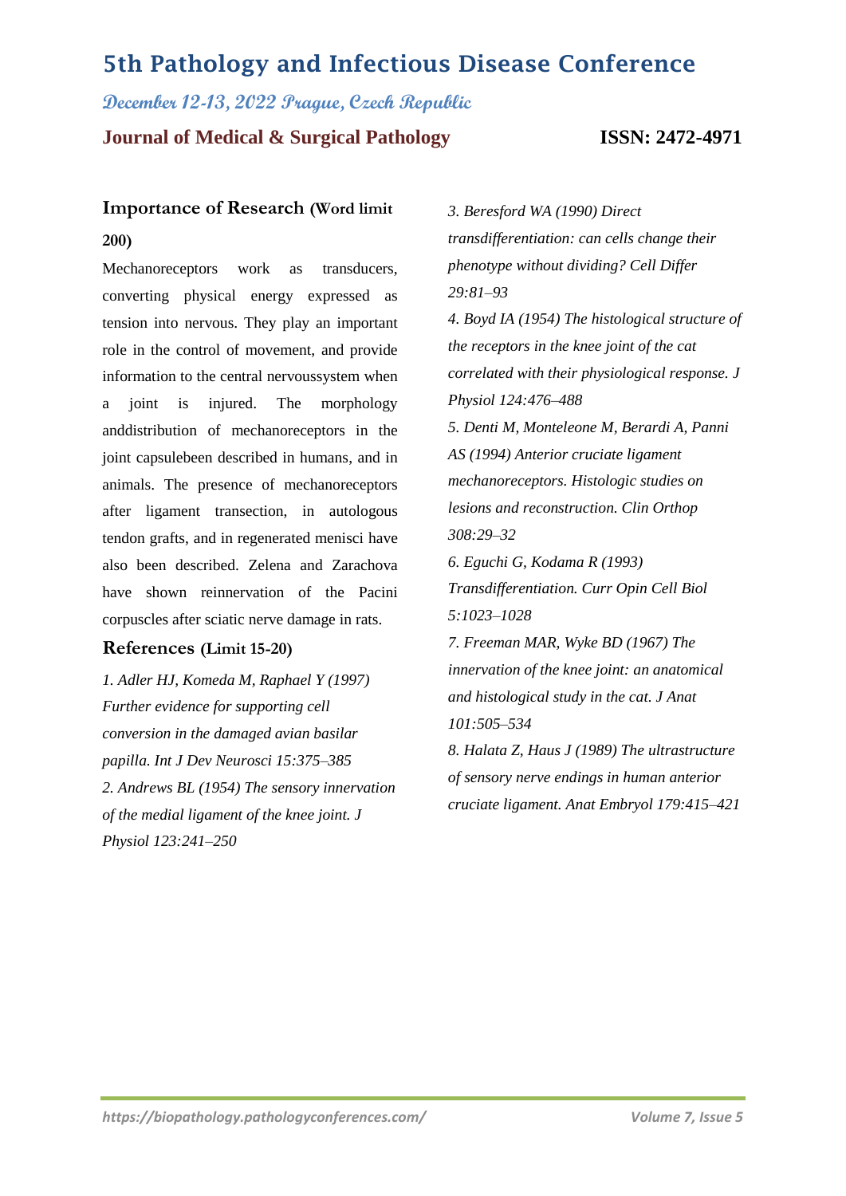## Importance of Research (Word limit 200)

Mechanoreceptors work as transducers, converting physical energy expressed as tension into nervous. They play an important role in the control of movement, and provide information to the central nervoussystem when a joint is injured. The morphology anddistribution of mechanoreceptors in the joint capsulebeen described in humans, and in animals. The presence of mechanoreceptors after ligament transection, in autologous tendon grafts, and in regenerated menisci have also been described. Zelena and Zarachova have shown reinnervation of the Pacini corpuscles after sciatic nerve damage in rats.

## References (Limit 15-20)

*1. Adler HJ, Komeda M, Raphael Y (1997) Further evidence for supporting cell conversion in the damaged avian basilar papilla. Int J Dev Neurosci 15:375–385*

*2. Andrews BL (1954) The sensory innervation of the medial ligament of the knee joint. J Physiol 123:241–250*

*3. Beresford WA (1990) Direct transdifferentiation: can cells change their phenotype without dividing? Cell Differ 29:81–93*

*4. Boyd IA (1954) The histological structure of the receptors in the knee joint of the cat correlated with their physiological response. J Physiol 124:476–488*

*5. Denti M, Monteleone M, Berardi A, Panni AS (1994) Anterior cruciate ligament mechanoreceptors. Histologic studies on lesions and reconstruction. Clin Orthop 308:29–32*

*6. Eguchi G, Kodama R (1993) Transdifferentiation. Curr Opin Cell Biol 5:1023–1028*

*7. Freeman MAR, Wyke BD (1967) The innervation of the knee joint: an anatomical and histological study in the cat. J Anat 101:505–534*

*8. Halata Z, Haus J (1989) The ultrastructure of sensory nerve endings in human anterior cruciate ligament. Anat Embryol 179:415–421*